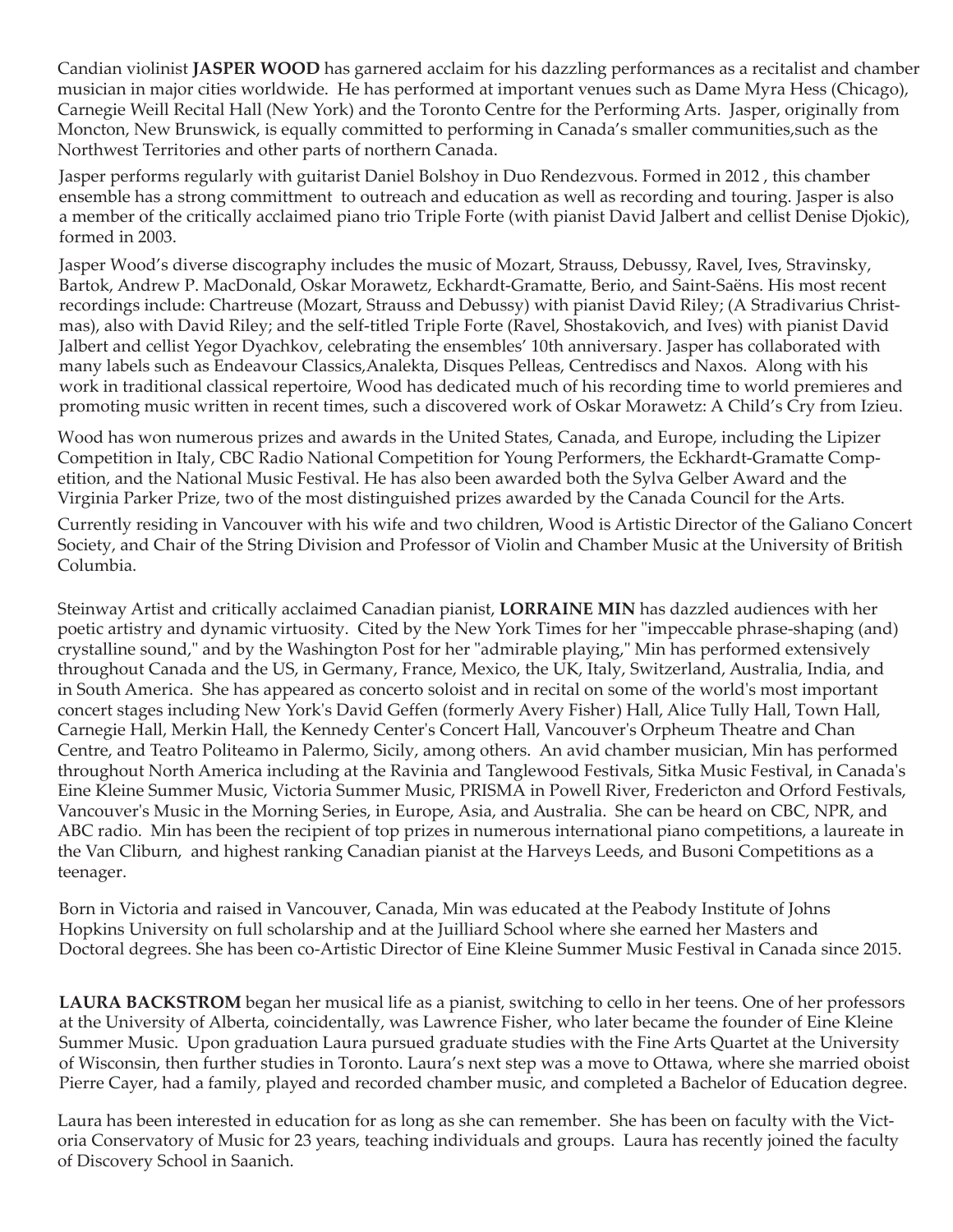Candian violinist **JASPER WOOD** has garnered acclaim for his dazzling performances as a recitalist and chamber musician in major cities worldwide. He has performed at important venues such as Dame Myra Hess (Chicago), Carnegie Weill Recital Hall (New York) and the Toronto Centre for the Performing Arts. Jasper, originally from Moncton, New Brunswick, is equally committed to performing in Canada's smaller communities,such as the Northwest Territories and other parts of northern Canada.

Jasper performs regularly with guitarist Daniel Bolshoy in Duo Rendezvous. Formed in 2012 , this chamber ensemble has a strong committment to outreach and education as well as recording and touring. Jasper is also a member of the critically acclaimed piano trio Triple Forte (with pianist David Jalbert and cellist Denise Djokic), formed in 2003.

Jasper Wood's diverse discography includes the music of Mozart, Strauss, Debussy, Ravel, Ives, Stravinsky, Bartok, Andrew P. MacDonald, Oskar Morawetz, Eckhardt-Gramatte, Berio, and Saint-Saëns. His most recent recordings include: Chartreuse (Mozart, Strauss and Debussy) with pianist David Riley; (A Stradivarius Christmas), also with David Riley; and the self-titled Triple Forte (Ravel, Shostakovich, and Ives) with pianist David Jalbert and cellist Yegor Dyachkov, celebrating the ensembles' 10th anniversary. Jasper has collaborated with many labels such as Endeavour Classics,Analekta, Disques Pelleas, Centrediscs and Naxos. Along with his work in traditional classical repertoire, Wood has dedicated much of his recording time to world premieres and promoting music written in recent times, such a discovered work of Oskar Morawetz: A Child's Cry from Izieu.

Wood has won numerous prizes and awards in the United States, Canada, and Europe, including the Lipizer Competition in Italy, CBC Radio National Competition for Young Performers, the Eckhardt-Gramatte Competition, and the National Music Festival. He has also been awarded both the Sylva Gelber Award and the Virginia Parker Prize, two of the most distinguished prizes awarded by the Canada Council for the Arts.

Currently residing in Vancouver with his wife and two children, Wood is Artistic Director of the Galiano Concert Society, and Chair of the String Division and Professor of Violin and Chamber Music at the University of British Columbia.

Steinway Artist and critically acclaimed Canadian pianist, **LORRAINE MIN** has dazzled audiences with her poetic artistry and dynamic virtuosity. Cited by the New York Times for her "impeccable phrase-shaping (and) crystalline sound," and by the Washington Post for her "admirable playing," Min has performed extensively throughout Canada and the US, in Germany, France, Mexico, the UK, Italy, Switzerland, Australia, India, and in South America. She has appeared as concerto soloist and in recital on some of the world's most important concert stages including New York's David Geffen (formerly Avery Fisher) Hall, Alice Tully Hall, Town Hall, Carnegie Hall, Merkin Hall, the Kennedy Center's Concert Hall, Vancouver's Orpheum Theatre and Chan Centre, and Teatro Politeamo in Palermo, Sicily, among others. An avid chamber musician, Min has performed throughout North America including at the Ravinia and Tanglewood Festivals, Sitka Music Festival, in Canada's Eine Kleine Summer Music, Victoria Summer Music, PRISMA in Powell River, Fredericton and Orford Festivals, Vancouver's Music in the Morning Series, in Europe, Asia, and Australia. She can be heard on CBC, NPR, and ABC radio. Min has been the recipient of top prizes in numerous international piano competitions, a laureate in the Van Cliburn, and highest ranking Canadian pianist at the Harveys Leeds, and Busoni Competitions as a teenager.

Born in Victoria and raised in Vancouver, Canada, Min was educated at the Peabody Institute of Johns Hopkins University on full scholarship and at the Juilliard School where she earned her Masters and Doctoral degrees. She has been co-Artistic Director of Eine Kleine Summer Music Festival in Canada since 2015.

**LAURA BACKSTROM** began her musical life as a pianist, switching to cello in her teens. One of her professors at the University of Alberta, coincidentally, was Lawrence Fisher, who later became the founder of Eine Kleine Summer Music. Upon graduation Laura pursued graduate studies with the Fine Arts Quartet at the University of Wisconsin, then further studies in Toronto. Laura's next step was a move to Ottawa, where she married oboist Pierre Cayer, had a family, played and recorded chamber music, and completed a Bachelor of Education degree.

Laura has been interested in education for as long as she can remember. She has been on faculty with the Victoria Conservatory of Music for 23 years, teaching individuals and groups. Laura has recently joined the faculty of Discovery School in Saanich.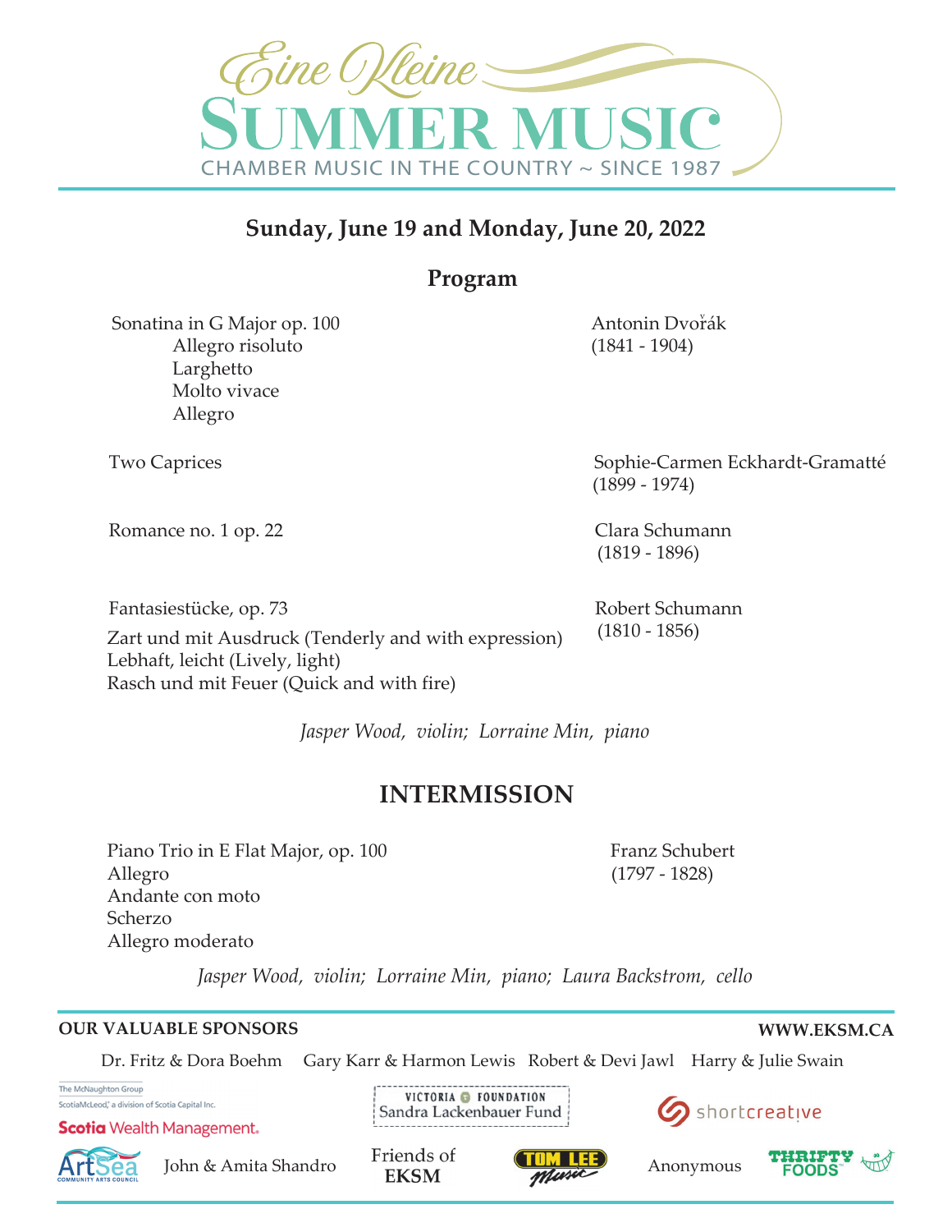# Eine Kleine SUMMER MUSIC

CHAMBER MUSIC IN THE COUNTRY ~ SINCE 1987

**Sunday, June 19 and Monday, June 20, 2022**

## Program

Sonatina in G Major op. 100 — Antonin Dvořák (1841 - 1904)
- Allegro risoluto
- Larghetto
- Molto vivace
- Allegro

Two Caprices — Sophie-Carmen Eckhardt-Gramatté (1899 - 1974)

Romance no. 1 op. 22 — Clara Schumann (1819 - 1896)

Fantasiestücke, op. 73 — Robert Schumann (1810 - 1856)
- Zart und mit Ausdruck (Tenderly and with expression)
- Lebhaft, leicht (Lively, light)
- Rasch und mit Feuer (Quick and with fire)

*Jasper Wood, violin; Lorraine Min, piano*

## INTERMISSION

Piano Trio in E Flat Major, op. 100 — Franz Schubert (1797 - 1828)
- Allegro
- Andante con moto
- Scherzo
- Allegro moderato

*Jasper Wood, violin; Lorraine Min, piano; Laura Backstrom, cello*

**OUR VALUABLE SPONSORS** — **WWW.EKSM.CA**

Dr. Fritz & Dora Boehm | Gary Karr & Harmon Lewis | Robert & Devi Jawl | Harry & Julie Swain

The McNaughton Group, ScotiaMcLeod, a division of Scotia Capital Inc., Scotia Wealth Management

Victoria Foundation Sandra Lackenbauer Fund

shortcreative

ArtSea Community Arts Council

John & Amita Shandro

Friends of EKSM

Tom Lee Music

Anonymous

Thrifty Foods